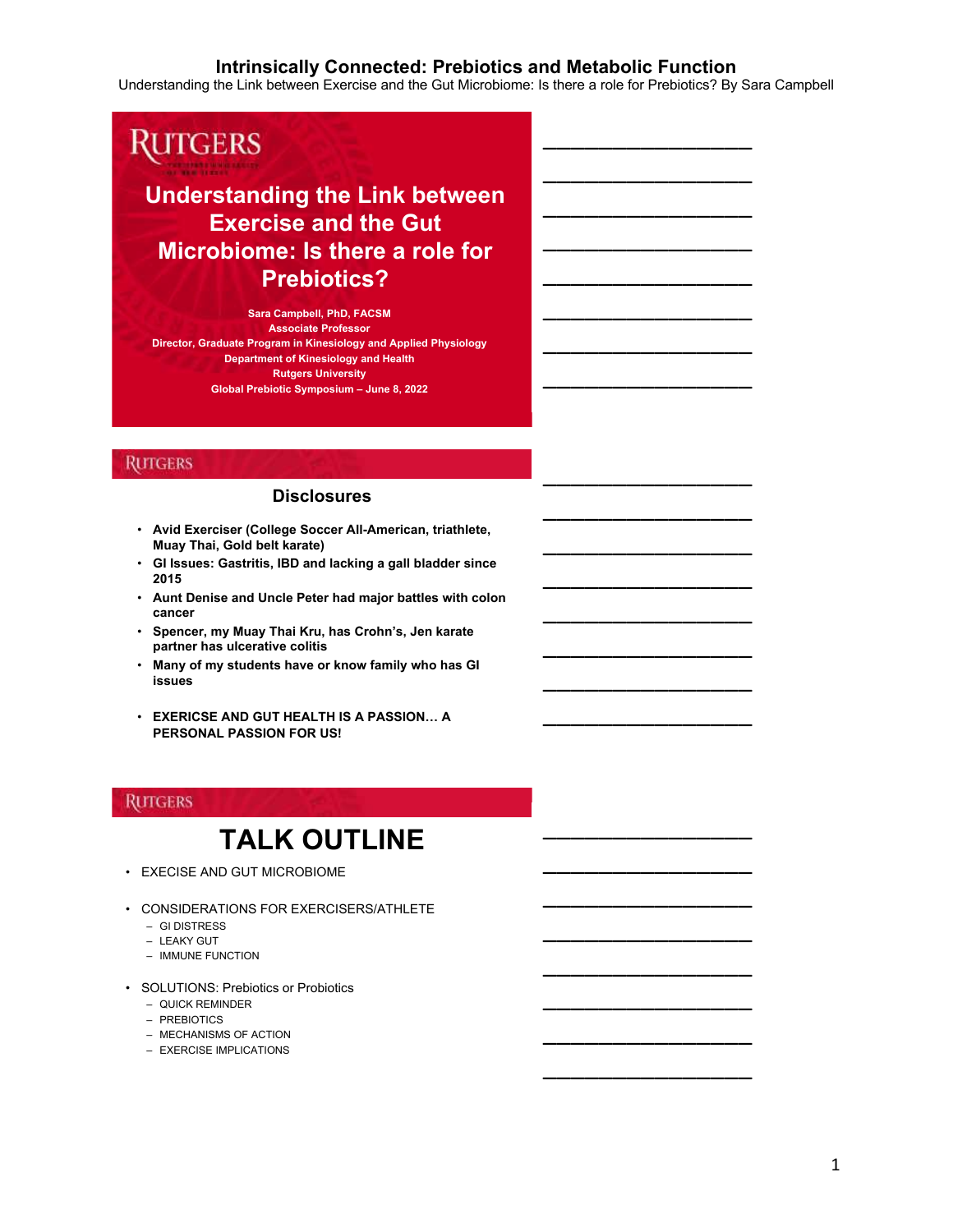# Intrinsically Connected: Prebiotics and Metabolic Function

Understanding the Link between Exercise and the Gut Microbiome: Is there a role for Prebiotics? By Sara Campbell

RUTGERS

## Understanding the Link between Exercise and the Gut Microbiome: Is there a role for Prebiotics?

**Sara Campbell, PhD, FACSM**
**Associate Professor**
**Director, Graduate Program in Kinesiology and Applied Physiology**
**Department of Kinesiology and Health**
**Rutgers University**
**Global Prebiotic Symposium – June 8, 2022**

RUTGERS

## Disclosures

- **Avid Exerciser (College Soccer All-American, triathlete, Muay Thai, Gold belt karate)**
- **GI Issues: Gastritis, IBD and lacking a gall bladder since 2015**
- **Aunt Denise and Uncle Peter had major battles with colon cancer**
- **Spencer, my Muay Thai Kru, has Crohn's, Jen karate partner has ulcerative colitis**
- **Many of my students have or know family who has GI issues**
- **EXERICSE AND GUT HEALTH IS A PASSION… A PERSONAL PASSION FOR US!**

RUTGERS

## TALK OUTLINE

- EXECISE AND GUT MICROBIOME
- CONSIDERATIONS FOR EXERCISERS/ATHLETE
  - GI DISTRESS
  - LEAKY GUT
  - IMMUNE FUNCTION
- SOLUTIONS: Prebiotics or Probiotics
  - QUICK REMINDER
  - PREBIOTICS
  - MECHANISMS OF ACTION
  - EXERCISE IMPLICATIONS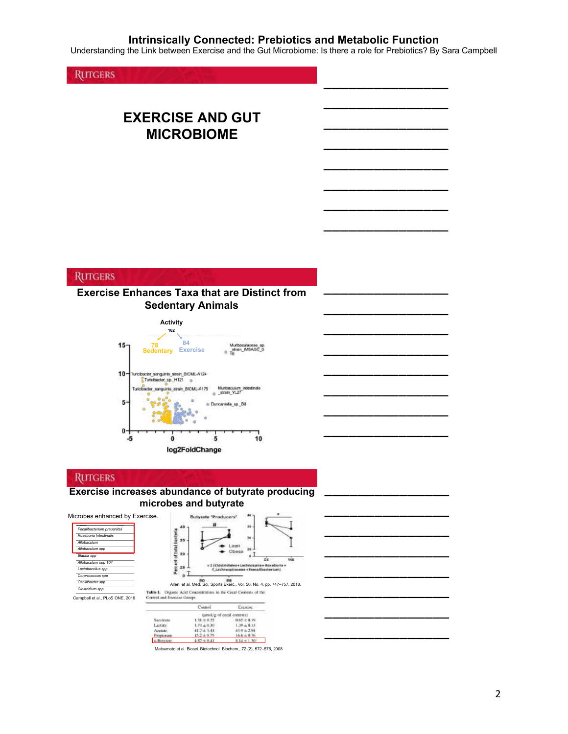# Intrinsically Connected: Prebiotics and Metabolic Function

Understanding the Link between Exercise and the Gut Microbiome: Is there a role for Prebiotics? By Sara Campbell

RUTGERS

## EXERCISE AND GUT MICROBIOME

RUTGERS

## Exercise Enhances Taxa that are Distinct from Sedentary Animals

Activity

162

78 Sedentary

84 Exercise

Muribaculaceae_sp._strain_MSAGC_0 18

Turicibacter_sanguinis_strain_BIOML-A124

Turicibacter_sp_H121

Turicibacter_sanguinis_strain_BIOML-A175

Muribaculum_intestinale_strain_YL27

Duncaniella_sp_B8

log2FoldChange

RUTGERS

## Exercise increases abundance of butyrate producing microbes and butyrate

Microbes enhanced by Exercise.

- *Fecalibacterium prausnitzii*
- *Roseburia Intestinalis*
- *Allobaculum*
- *Allobaculum spp*
- *Blautia spp*
- *Allobaculum spp 104*
- *Lactobaccilus spp*
- *Corprococcus spp*
- *Oscillibacter spp*
- *Clostridium spp*

Campbell et al., PLoS ONE, 2016

Butyrate 'Producers'

Percent of total bacteria

Lean

Obese

Σ (Clostridiales + Lachnospira + Roseburia + f_Lachnospiraceae + Faecalibacterium)

Allen, et al. Med. Sci. Sports Exerc., Vol. 50, No. 4, pp. 747–757, 2018.

Table I. Organic Acid Concentrations in the Cecal Contents of the Control and Exercise Groups

| | Control | Exercise |
|---|---|---|
| | (μmol/g of cecal contents) | |
| Succinate | 1.31 ± 0.25 | 0.65 ± 0.19 |
| Lactate | 1.74 ± 0.30 | 1.39 ± 0.33 |
| Acetate | 41.7 ± 3.44 | 43.9 ± 2.94 |
| Propionate | 15.2 ± 0.75 | 16.6 ± 0.76 |
| n-Butyrate | 4.87 ± 0.41 | 8.14 ± 1.36* |

Matsumoto et al. Biosci. Biotechnol. Biochem., 72 (2), 572–576, 2008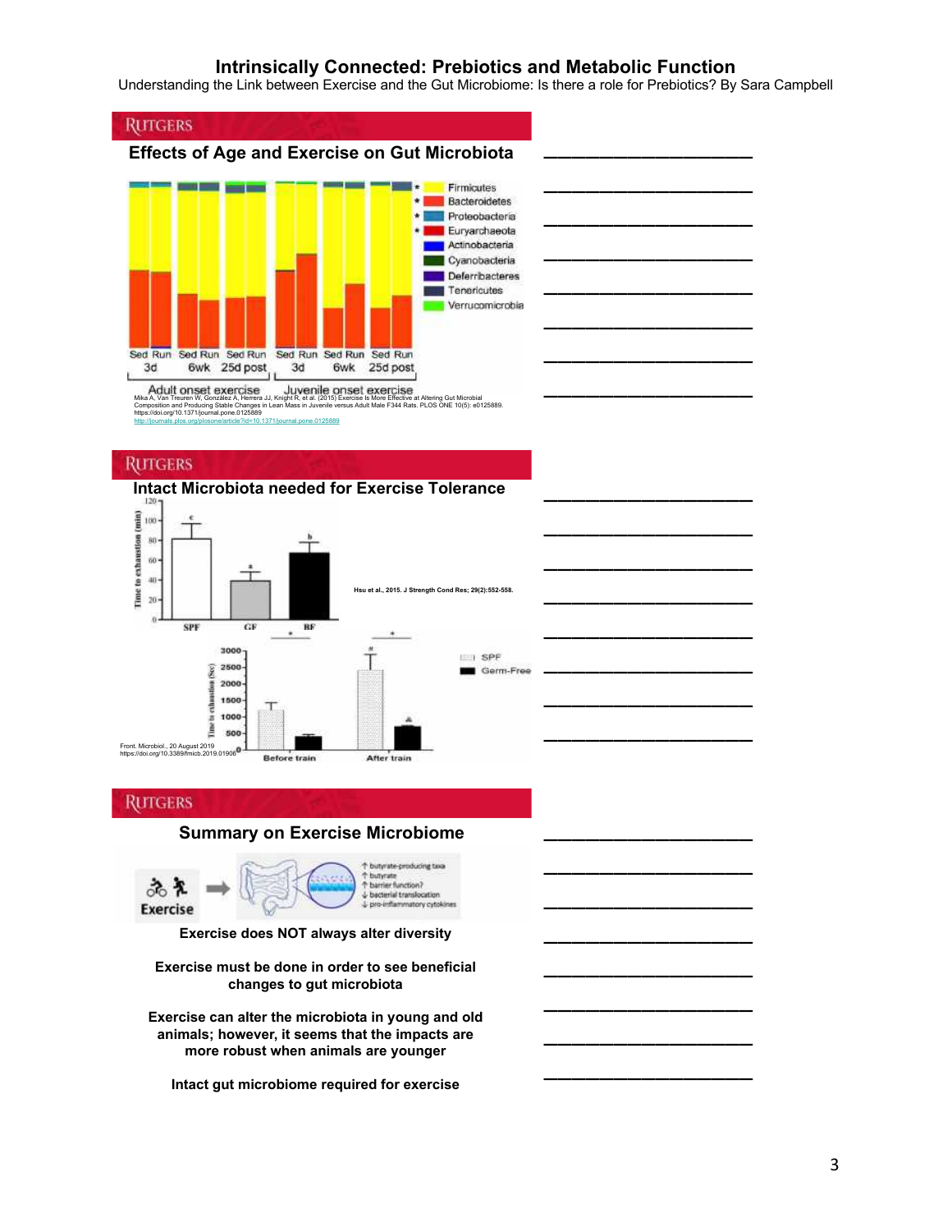# Intrinsically Connected: Prebiotics and Metabolic Function

Understanding the Link between Exercise and the Gut Microbiome: Is there a role for Prebiotics? By Sara Campbell

## Effects of Age and Exercise on Gut Microbiota

Mika A, Van Treuren W, González A, Herrera JJ, Knight R, et al. (2015) Exercise Is More Effective at Altering Gut Microbial Composition and Producing Stable Changes in Lean Mass in Juvenile versus Adult Male F344 Rats. PLOS ONE 10(5): e0125889. https://doi.org/10.1371/journal.pone.0125889
http://journals.plos.org/plosone/article?id=10.1371/journal.pone.0125889

## Intact Microbiota needed for Exercise Tolerance

Hsu et al., 2015. J Strength Cond Res; 29(2):552-558.

Front. Microbiol., 20 August 2019
https://doi.org/10.3389/fmicb.2019.01906

## Summary on Exercise Microbiome

**Exercise does NOT always alter diversity**

**Exercise must be done in order to see beneficial changes to gut microbiota**

**Exercise can alter the microbiota in young and old animals; however, it seems that the impacts are more robust when animals are younger**

**Intact gut microbiome required for exercise**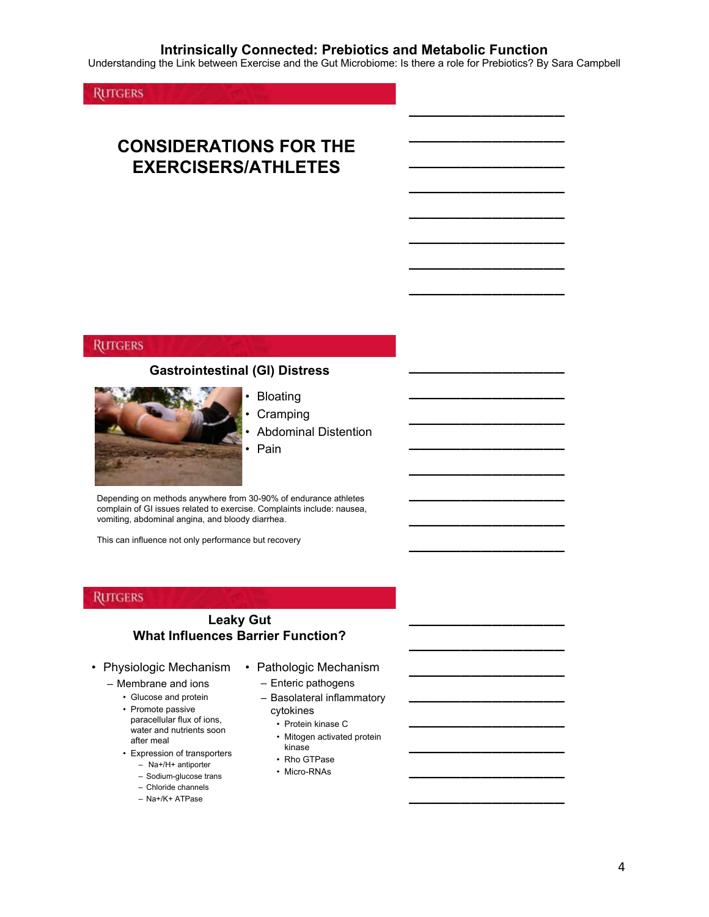## CONSIDERATIONS FOR THE EXERCISERS/ATHLETES

### Gastrointestinal (GI) Distress

- Bloating
- Cramping
- Abdominal Distention
- Pain

Depending on methods anywhere from 30-90% of endurance athletes complain of GI issues related to exercise. Complaints include: nausea, vomiting, abdominal angina, and bloody diarrhea.

This can influence not only performance but recovery

### Leaky Gut
### What Influences Barrier Function?

- Physiologic Mechanism
  - Membrane and ions
    - Glucose and protein
    - Promote passive paracellular flux of ions, water and nutrients soon after meal
    - Expression of transporters
      - Na+/H+ antiporter
      - Sodium-glucose trans
      - Chloride channels
      - Na+/K+ ATPase
- Pathologic Mechanism
  - Enteric pathogens
  - Basolateral inflammatory cytokines
    - Protein kinase C
    - Mitogen activated protein kinase
    - Rho GTPase
    - Micro-RNAs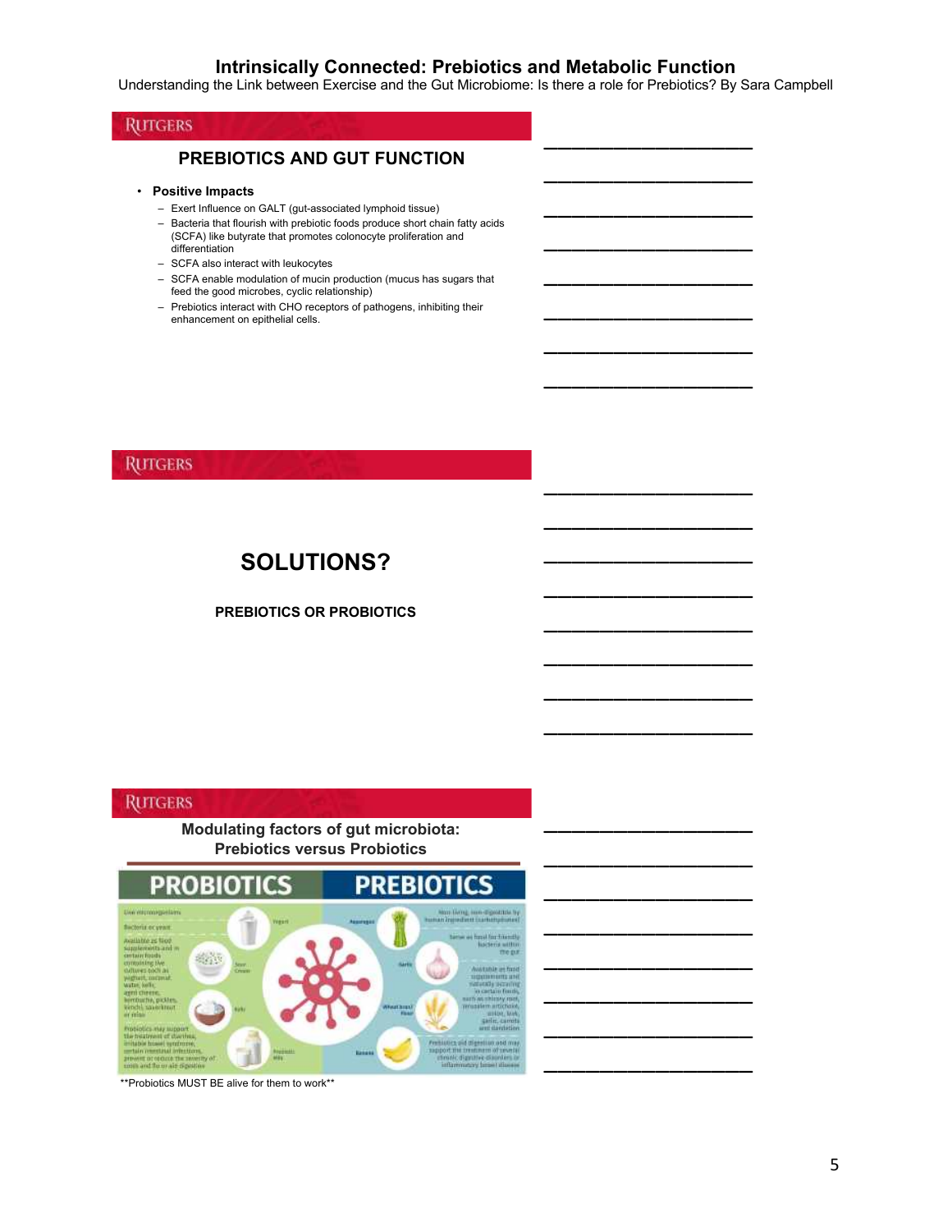# Intrinsically Connected: Prebiotics and Metabolic Function

Understanding the Link between Exercise and the Gut Microbiome: Is there a role for Prebiotics? By Sara Campbell

RUTGERS

## PREBIOTICS AND GUT FUNCTION

- **Positive Impacts**
  - Exert Influence on GALT (gut-associated lymphoid tissue)
  - Bacteria that flourish with prebiotic foods produce short chain fatty acids (SCFA) like butyrate that promotes colonocyte proliferation and differentiation
  - SCFA also interact with leukocytes
  - SCFA enable modulation of mucin production (mucus has sugars that feed the good microbes, cyclic relationship)
  - Prebiotics interact with CHO receptors of pathogens, inhibiting their enhancement on epithelial cells.

RUTGERS

## SOLUTIONS?

**PREBIOTICS OR PROBIOTICS**

RUTGERS

### Modulating factors of gut microbiota: Prebiotics versus Probiotics

**PROBIOTICS** | **PREBIOTICS**

**Probiotics MUST BE alive for them to work**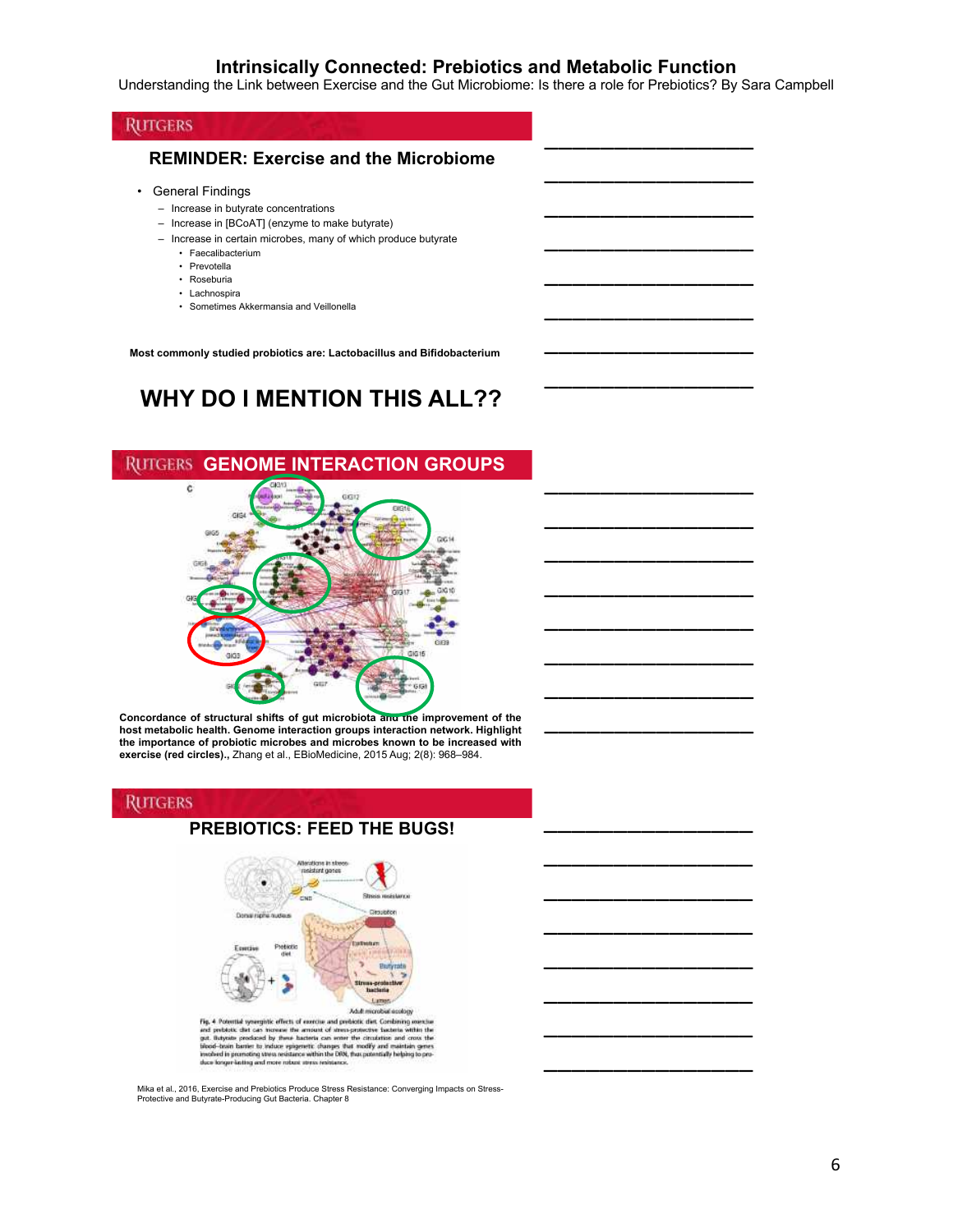# Intrinsically Connected: Prebiotics and Metabolic Function

Understanding the Link between Exercise and the Gut Microbiome: Is there a role for Prebiotics? By Sara Campbell

## REMINDER: Exercise and the Microbiome

- General Findings
  - Increase in butyrate concentrations
  - Increase in [BCoAT] (enzyme to make butyrate)
  - Increase in certain microbes, many of which produce butyrate
    - Faecalibacterium
    - Prevotella
    - Roseburia
    - Lachnospira
    - Sometimes Akkermansia and Veillonella

**Most commonly studied probiotics are: Lactobacillus and Bifidobacterium**

## WHY DO I MENTION THIS ALL??

## GENOME INTERACTION GROUPS

**Concordance of structural shifts of gut microbiota and the improvement of the host metabolic health. Genome interaction groups interaction network. Highlight the importance of probiotic microbes and microbes known to be increased with exercise (red circles).**, Zhang et al., EBioMedicine, 2015 Aug; 2(8): 968–984.

## PREBIOTICS: FEED THE BUGS!

Fig. 4 Potential synergistic effects of exercise and prebiotic diet. Combining exercise and prebiotic diet can increase the amount of stress-protective bacteria within the gut. Butyrate produced by these bacteria can enter the circulation and cross the blood–brain barrier to induce epigenetic changes that modify and maintain genes involved in promoting stress resistance within the DRN, thus potentially helping to produce longer-lasting and more robust stress resistance.

Mika et al., 2016, Exercise and Prebiotics Produce Stress Resistance: Converging Impacts on Stress-Protective and Butyrate-Producing Gut Bacteria. Chapter 8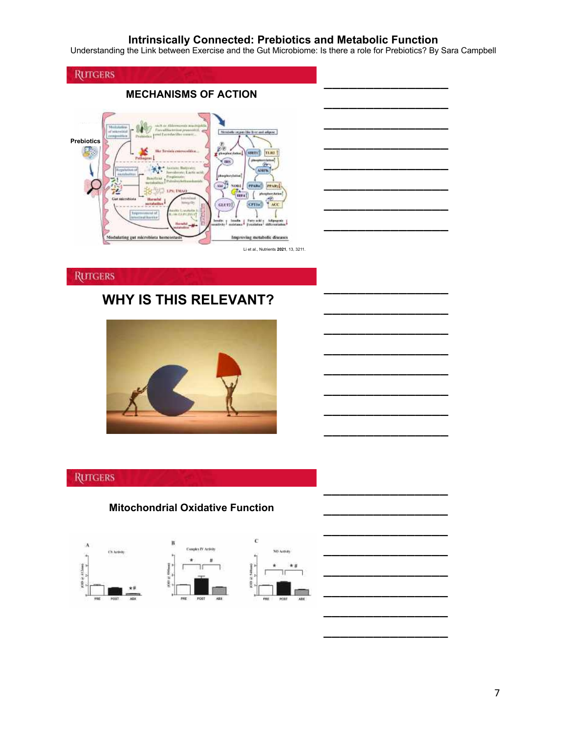# Intrinsically Connected: Prebiotics and Metabolic Function

Understanding the Link between Exercise and the Gut Microbiome: Is there a role for Prebiotics? By Sara Campbell

## MECHANISMS OF ACTION

Prebiotics

Li et al., Nutrients **2021**, 13, 3211.

## WHY IS THIS RELEVANT?

## Mitochondrial Oxidative Function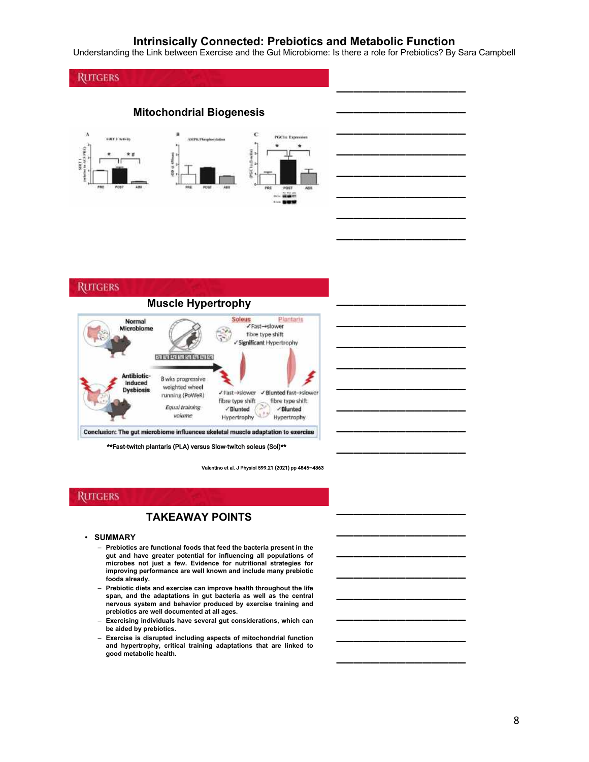# Intrinsically Connected: Prebiotics and Metabolic Function

Understanding the Link between Exercise and the Gut Microbiome: Is there a role for Prebiotics? By Sara Campbell

## Mitochondrial Biogenesis

A — SIRT 1 Activity

B — AMPK Phosphorylation

C — PGC1α Expression

PRE POST ABX

## Muscle Hypertrophy

Normal Microbiome

Antibiotic-Induced Dysbiosis

8 wks progressive weighted wheel running (PoWeR)

Equal training volume

Soleus: ✓Fast→slower fibre type shift ✓Significant Hypertrophy

Plantaris

✓Fast→slower fibre type shift ✓Blunted Hypertrophy

✓Blunted fast→slower fibre type shift ✓Blunted Hypertrophy

Conclusion: The gut microbiome influences skeletal muscle adaptation to exercise

**Fast-twitch plantaris (PLA) versus Slow-twitch soleus (Sol)**

Valentino et al. J Physiol 599.21 (2021) pp 4845–4863

## TAKEAWAY POINTS

- **SUMMARY**
  - **Prebiotics are functional foods that feed the bacteria present in the gut and have greater potential for influencing all populations of microbes not just a few. Evidence for nutritional strategies for improving performance are well known and include many prebiotic foods already.**
  - **Prebiotic diets and exercise can improve health throughout the life span, and the adaptations in gut bacteria as well as the central nervous system and behavior produced by exercise training and prebiotics are well documented at all ages.**
  - **Exercising individuals have several gut considerations, which can be aided by prebiotics.**
  - **Exercise is disrupted including aspects of mitochondrial function and hypertrophy, critical training adaptations that are linked to good metabolic health.**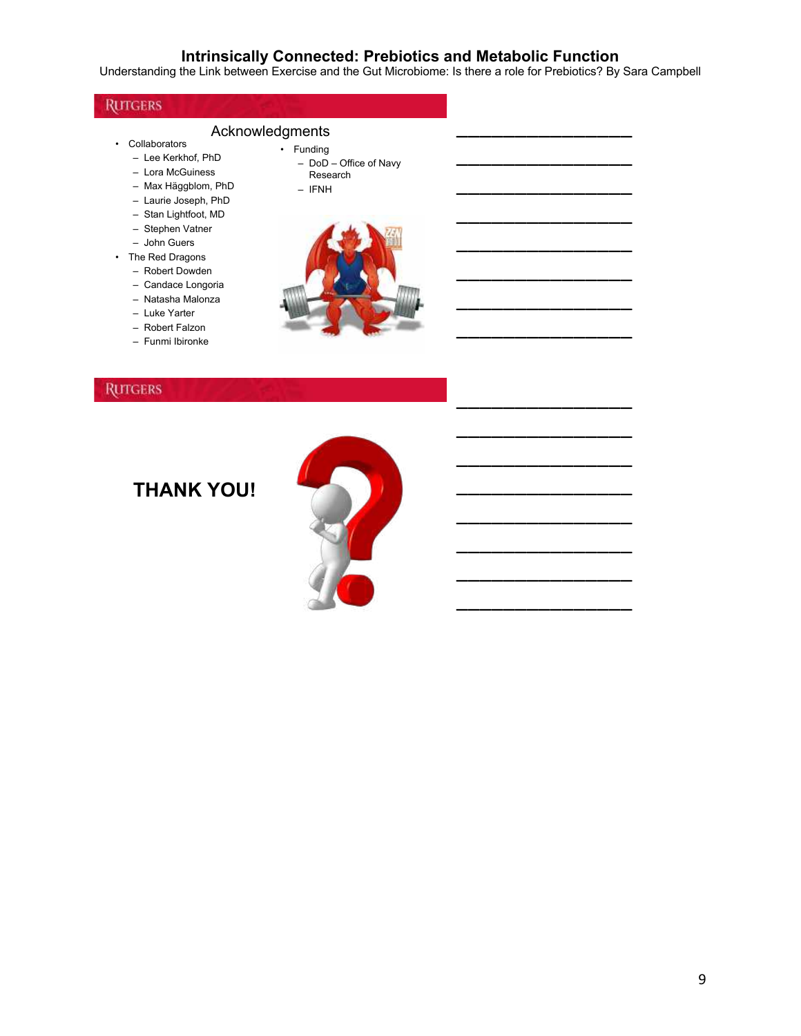# Intrinsically Connected: Prebiotics and Metabolic Function

Understanding the Link between Exercise and the Gut Microbiome: Is there a role for Prebiotics? By Sara Campbell

RUTGERS

## Acknowledgments

- Collaborators
  - Lee Kerkhof, PhD
  - Lora McGuiness
  - Max Häggblom, PhD
  - Laurie Joseph, PhD
  - Stan Lightfoot, MD
  - Stephen Vatner
  - John Guers
- The Red Dragons
  - Robert Dowden
  - Candace Longoria
  - Natasha Malonza
  - Luke Yarter
  - Robert Falzon
  - Funmi Ibironke

- Funding
  - DoD – Office of Navy Research
  - IFNH

RUTGERS

**THANK YOU!**